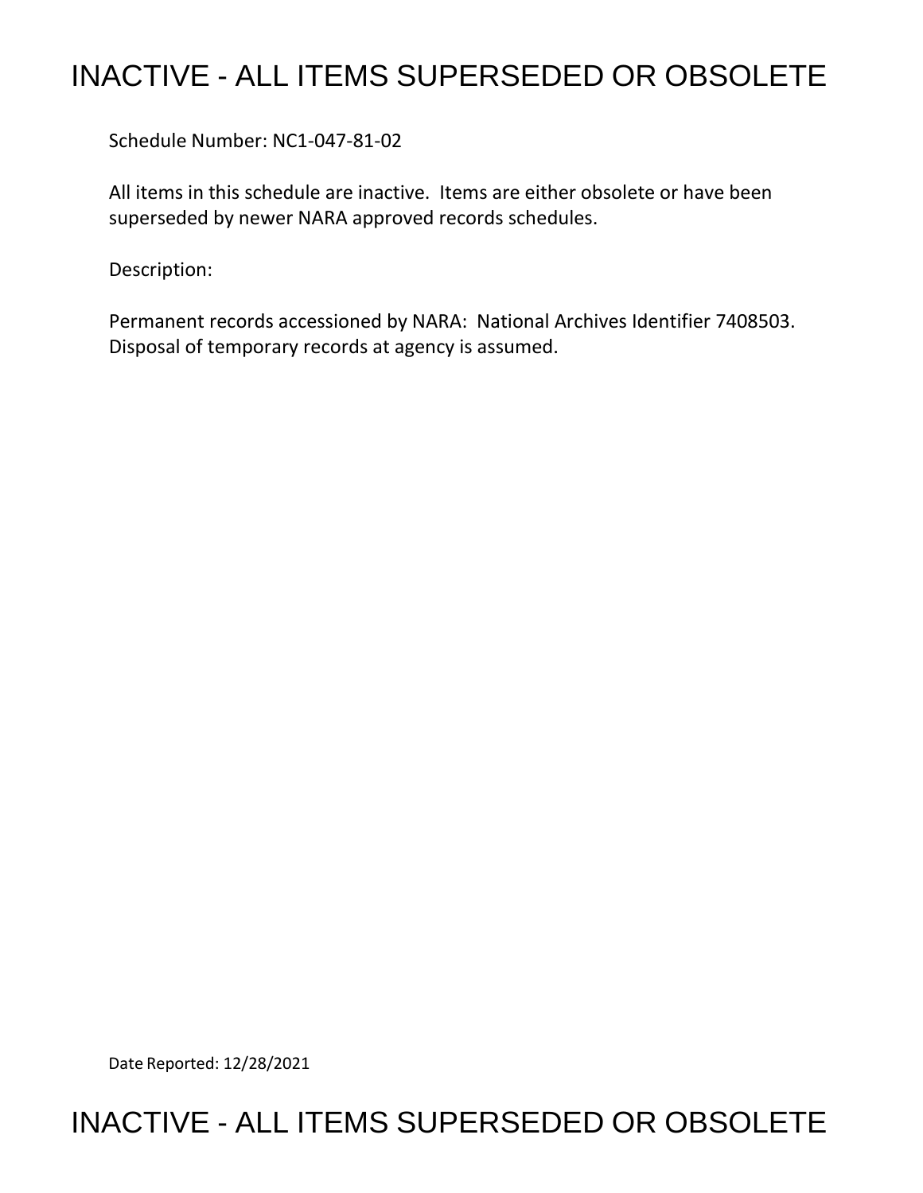# INACTIVE - ALL ITEMS SUPERSEDED OR OBSOLETE

Schedule Number: NC1-047-81-02

All items in this schedule are inactive. Items are either obsolete or have been superseded by newer NARA approved records schedules.

Description:

Permanent records accessioned by NARA: National Archives Identifier 7408503. Disposal of temporary records at agency is assumed.

Date Reported: 12/28/2021

# INACTIVE - ALL ITEMS SUPERSEDED OR OBSOLETE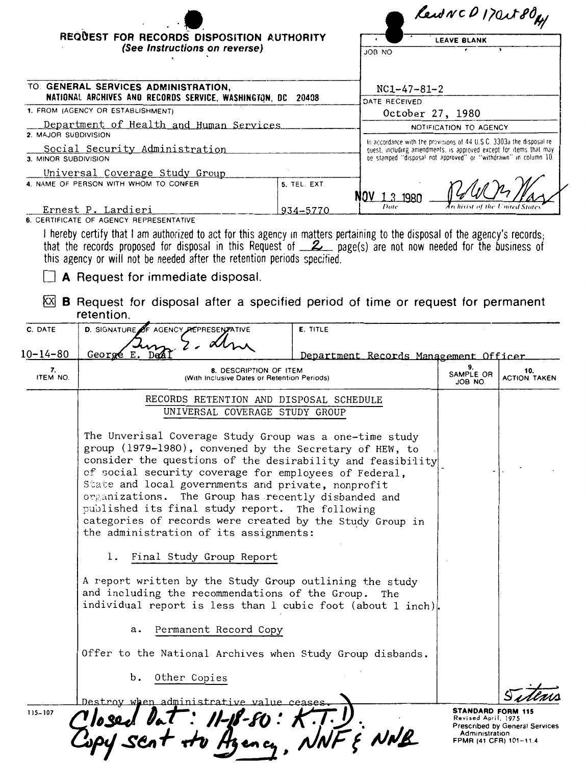Recd NCD 17 Oct 80

# REQUEST FOR RECORDS DISPOSITION AUTHORITY
*(See Instructions on reverse)*

| | |
|---|---|
| TO: **GENERAL SERVICES ADMINISTRATION, NATIONAL ARCHIVES AND RECORDS SERVICE, WASHINGTON, DC 20408** | LEAVE BLANK<br>JOB NO<br>NC1-47-81-2 |
| 1. FROM (AGENCY OR ESTABLISHMENT)<br>Department of Health and Human Services | DATE RECEIVED<br>October 27, 1980 |
| 2. MAJOR SUBDIVISION<br>Social Security Administration | NOTIFICATION TO AGENCY<br>In accordance with the provisions of 44 U.S.C. 3303a the disposal request, including amendments, is approved except for items that may be stamped "disposal not approved" or "withdrawn" in column 10. |
| 3. MINOR SUBDIVISION<br>Universal Coverage Study Group | |
| 4. NAME OF PERSON WITH WHOM TO CONFER: Ernest P. Lardieri — 5. TEL. EXT.: 934-5770 | NOV 13 1980 — Date — Archivist of the United States |

6. CERTIFICATE OF AGENCY REPRESENTATIVE

I hereby certify that I am authorized to act for this agency in matters pertaining to the disposal of the agency's records; that the records proposed for disposal in this Request of 2 page(s) are not now needed for the business of this agency or will not be needed after the retention periods specified.

☐ **A** Request for immediate disposal.

☒ **B** Request for disposal after a specified period of time or request for permanent retention.

| C. DATE | D. SIGNATURE OF AGENCY REPRESENTATIVE | E. TITLE |
|---|---|---|
| 10-14-80 | George E. Deal | Department Records Management Officer |

| 7. ITEM NO. | 8. DESCRIPTION OF ITEM (With Inclusive Dates or Retention Periods) | 9. SAMPLE OR JOB NO. | 10. ACTION TAKEN |
|---|---|---|---|
| | RECORDS RETENTION AND DISPOSAL SCHEDULE<br>UNIVERSAL COVERAGE STUDY GROUP<br><br>The Unverisal Coverage Study Group was a one-time study group (1979-1980), convened by the Secretary of HEW, to consider the questions of the desirability and feasibility of social security coverage for employees of Federal, State and local governments and private, nonprofit organizations. The Group has recently disbanded and published its final study report. The following categories of records were created by the Study Group in the administration of its assignments:<br><br>1. Final Study Group Report<br><br>A report written by the Study Group outlining the study and including the recommendations of the Group. The individual report is less than 1 cubic foot (about 1 inch).<br><br>a. Permanent Record Copy<br><br>Offer to the National Archives when Study Group disbands.<br><br>b. Other Copies<br><br>Destroy when administrative value ceases. | | 5 items |

Closed Out: 11-18-80: K.T.D.
Copy sent to Agency, NNF & NNB

115-107

**STANDARD FORM 115**
Revised April, 1975
Prescribed by General Services Administration
FPMR (41 CFR) 101-11.4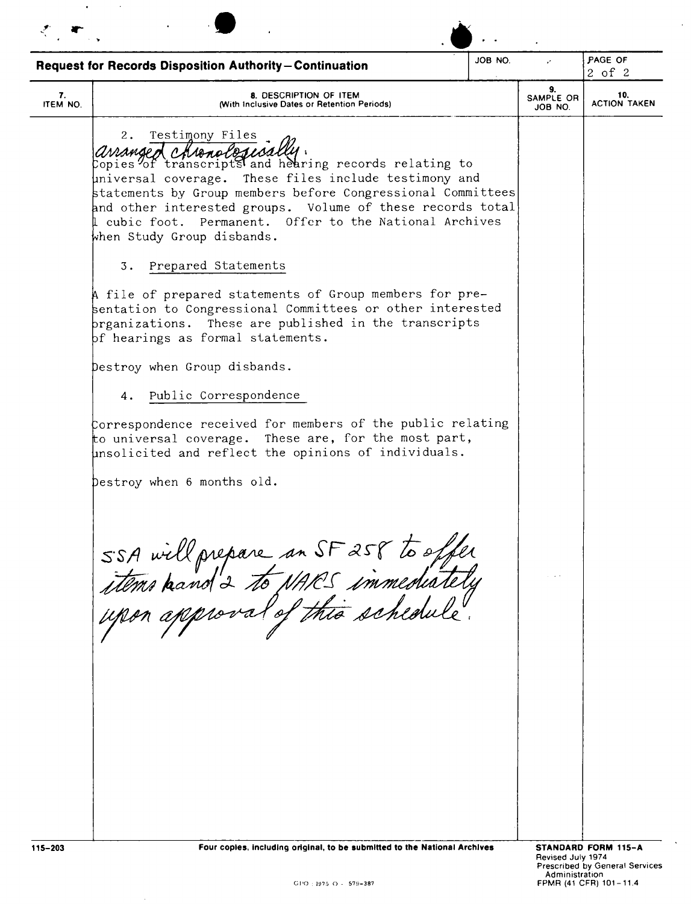## Request for Records Disposition Authority—Continuation

| JOB NO. | PAGE OF |
|---|---|
| | 2 of 2 |

| 7. ITEM NO. | 8. DESCRIPTION OF ITEM (With Inclusive Dates or Retention Periods) | 9. SAMPLE OR JOB NO. | 10. ACTION TAKEN |
|---|---|---|---|
| | 2. Testimony Files | | |

*arranged chronologically.* Copies of transcripts and hearing records relating to universal coverage. These files include testimony and statements by Group members before Congressional Committees and other interested groups. Volume of these records total 1 cubic foot. Permanent. Offer to the National Archives when Study Group disbands.

3. Prepared Statements

A file of prepared statements of Group members for presentation to Congressional Committees or other interested organizations. These are published in the transcripts of hearings as formal statements.

Destroy when Group disbands.

4. Public Correspondence

Correspondence received for members of the public relating to universal coverage. These are, for the most part, unsolicited and reflect the opinions of individuals.

Destroy when 6 months old.

*SSA will prepare an SF 258 to offer items 1 and 2 to NARS immediately upon approval of this schedule.*

115-203 — Four copies, including original, to be submitted to the National Archives

STANDARD FORM 115-A
Revised July 1974
Prescribed by General Services Administration
FPMR (41 CFR) 101-11.4

GPO : 1975 O - 579-387